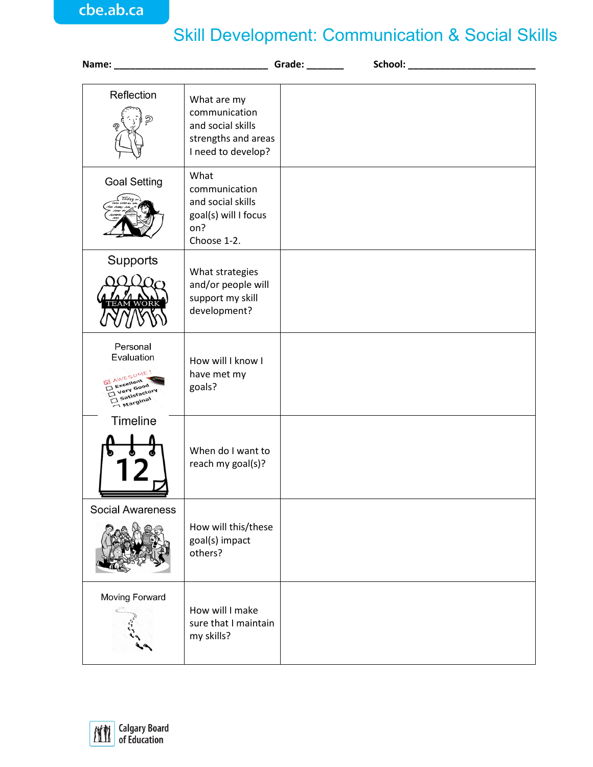cbe.ab.ca

# Skill Development: Communication & Social Skills

**Name:** _____________________________ **Grade:** _______ **School:** ________________________

| | | |
|---|---|---|
| Reflection | What are my communication and social skills strengths and areas I need to develop? | |
| Goal Setting | What communication and social skills goal(s) will I focus on? Choose 1-2. | |
| Supports | What strategies and/or people will support my skill development? | |
| Personal Evaluation | How will I know I have met my goals? | |
| Timeline | When do I want to reach my goal(s)? | |
| Social Awareness | How will this/these goal(s) impact others? | |
| Moving Forward | How will I make sure that I maintain my skills? | |

Calgary Board of Education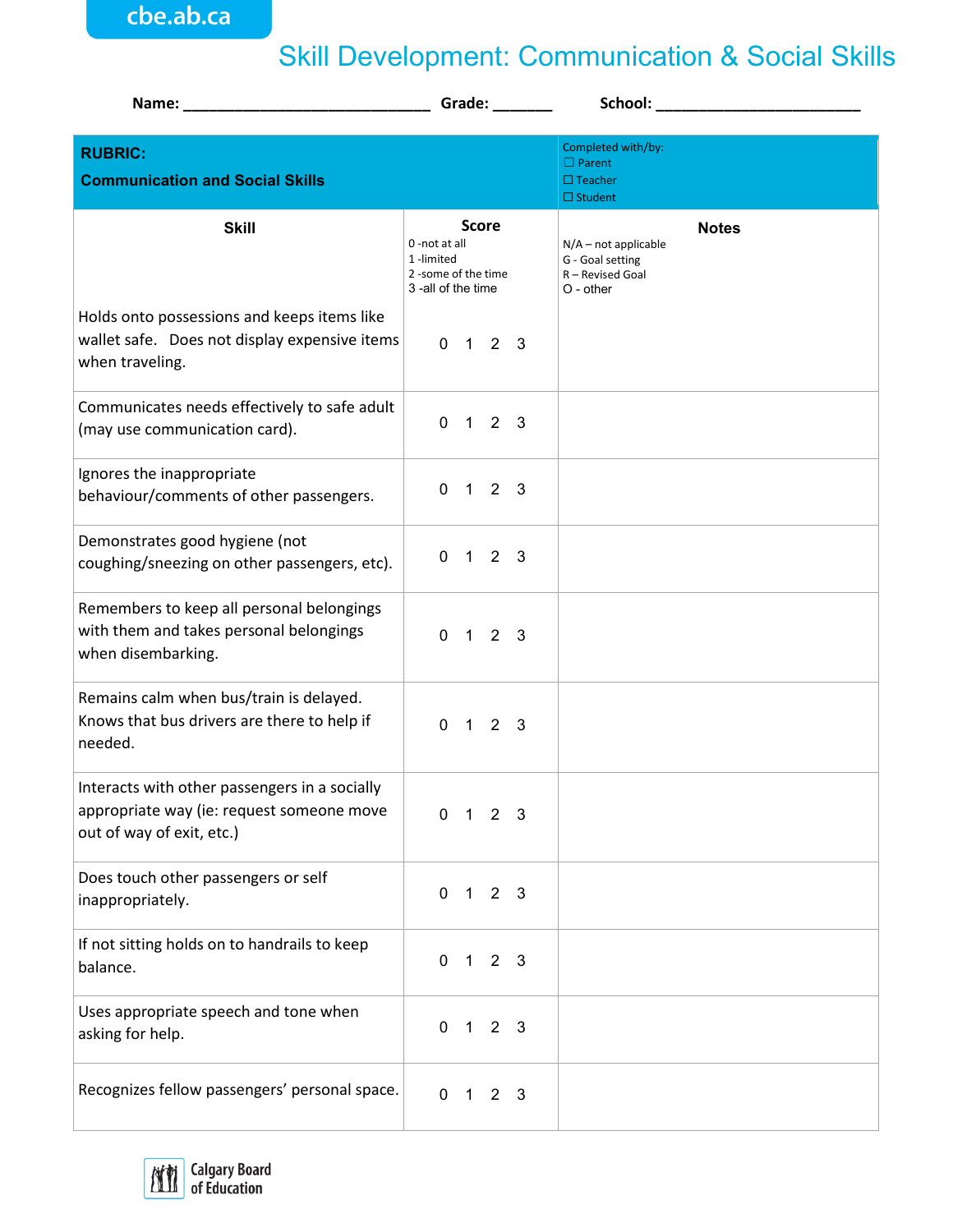# Skill Development: Communication & Social Skills

**Name:** _____________________________ **Grade:** _______ **School:** ________________________

| **RUBRIC:** **Communication and Social Skills** | | Completed with/by: ☐ Parent ☐ Teacher ☐ Student |
|---|---|---|
| **Skill** | **Score** 0 -not at all 1 -limited 2 -some of the time 3 -all of the time | **Notes** N/A – not applicable G - Goal setting R – Revised Goal O - other |
| Holds onto possessions and keeps items like wallet safe. Does not display expensive items when traveling. | 0 1 2 3 | |
| Communicates needs effectively to safe adult (may use communication card). | 0 1 2 3 | |
| Ignores the inappropriate behaviour/comments of other passengers. | 0 1 2 3 | |
| Demonstrates good hygiene (not coughing/sneezing on other passengers, etc). | 0 1 2 3 | |
| Remembers to keep all personal belongings with them and takes personal belongings when disembarking. | 0 1 2 3 | |
| Remains calm when bus/train is delayed. Knows that bus drivers are there to help if needed. | 0 1 2 3 | |
| Interacts with other passengers in a socially appropriate way (ie: request someone move out of way of exit, etc.) | 0 1 2 3 | |
| Does touch other passengers or self inappropriately. | 0 1 2 3 | |
| If not sitting holds on to handrails to keep balance. | 0 1 2 3 | |
| Uses appropriate speech and tone when asking for help. | 0 1 2 3 | |
| Recognizes fellow passengers' personal space. | 0 1 2 3 | |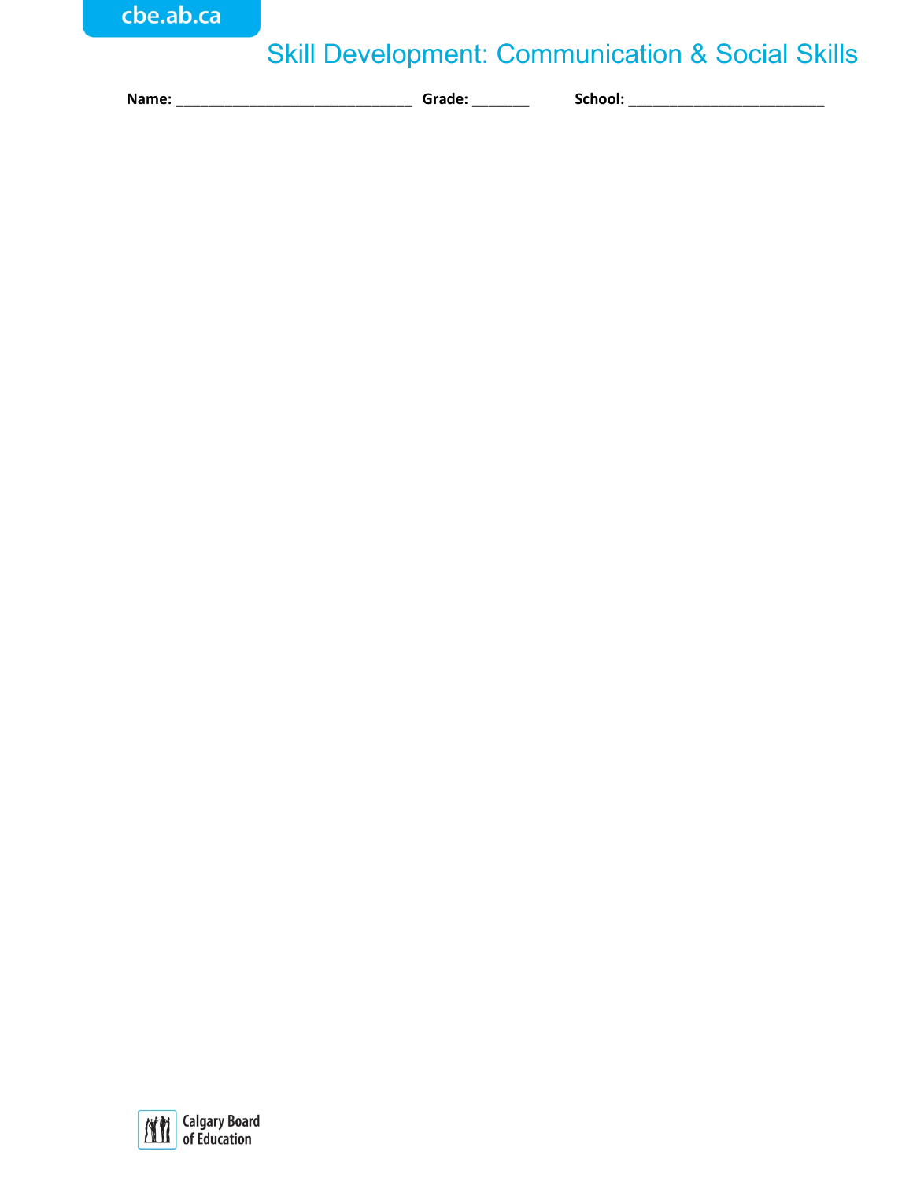Name: ______________________________ Grade: _______ School: _________________________